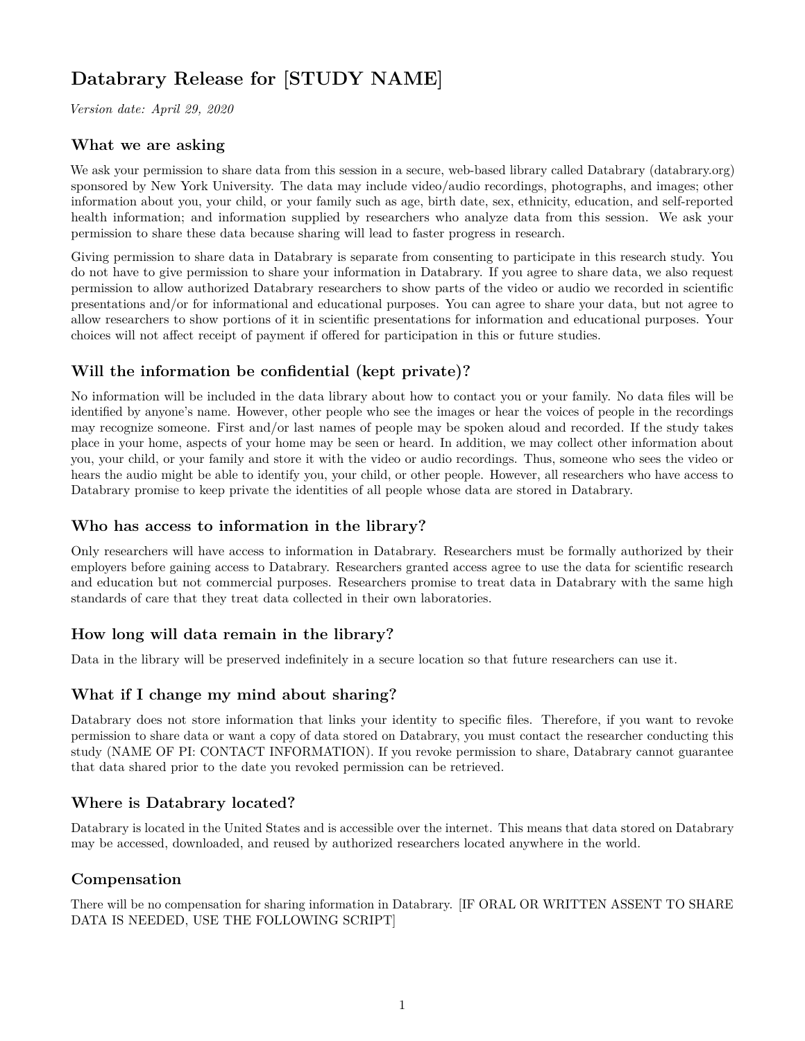# Databrary Release for [STUDY NAME]

*Version date: April 29, 2020*

## What we are asking

We ask your permission to share data from this session in a secure, web-based library called Databrary (databrary.org) sponsored by New York University. The data may include video/audio recordings, photographs, and images; other information about you, your child, or your family such as age, birth date, sex, ethnicity, education, and self-reported health information; and information supplied by researchers who analyze data from this session. We ask your permission to share these data because sharing will lead to faster progress in research.

Giving permission to share data in Databrary is separate from consenting to participate in this research study. You do not have to give permission to share your information in Databrary. If you agree to share data, we also request permission to allow authorized Databrary researchers to show parts of the video or audio we recorded in scientific presentations and/or for informational and educational purposes. You can agree to share your data, but not agree to allow researchers to show portions of it in scientific presentations for information and educational purposes. Your choices will not affect receipt of payment if offered for participation in this or future studies.

## Will the information be confidential (kept private)?

No information will be included in the data library about how to contact you or your family. No data files will be identified by anyone's name. However, other people who see the images or hear the voices of people in the recordings may recognize someone. First and/or last names of people may be spoken aloud and recorded. If the study takes place in your home, aspects of your home may be seen or heard. In addition, we may collect other information about you, your child, or your family and store it with the video or audio recordings. Thus, someone who sees the video or hears the audio might be able to identify you, your child, or other people. However, all researchers who have access to Databrary promise to keep private the identities of all people whose data are stored in Databrary.

## Who has access to information in the library?

Only researchers will have access to information in Databrary. Researchers must be formally authorized by their employers before gaining access to Databrary. Researchers granted access agree to use the data for scientific research and education but not commercial purposes. Researchers promise to treat data in Databrary with the same high standards of care that they treat data collected in their own laboratories.

## How long will data remain in the library?

Data in the library will be preserved indefinitely in a secure location so that future researchers can use it.

## What if I change my mind about sharing?

Databrary does not store information that links your identity to specific files. Therefore, if you want to revoke permission to share data or want a copy of data stored on Databrary, you must contact the researcher conducting this study (NAME OF PI: CONTACT INFORMATION). If you revoke permission to share, Databrary cannot guarantee that data shared prior to the date you revoked permission can be retrieved.

## Where is Databrary located?

Databrary is located in the United States and is accessible over the internet. This means that data stored on Databrary may be accessed, downloaded, and reused by authorized researchers located anywhere in the world.

## Compensation

There will be no compensation for sharing information in Databrary. [IF ORAL OR WRITTEN ASSENT TO SHARE DATA IS NEEDED, USE THE FOLLOWING SCRIPT]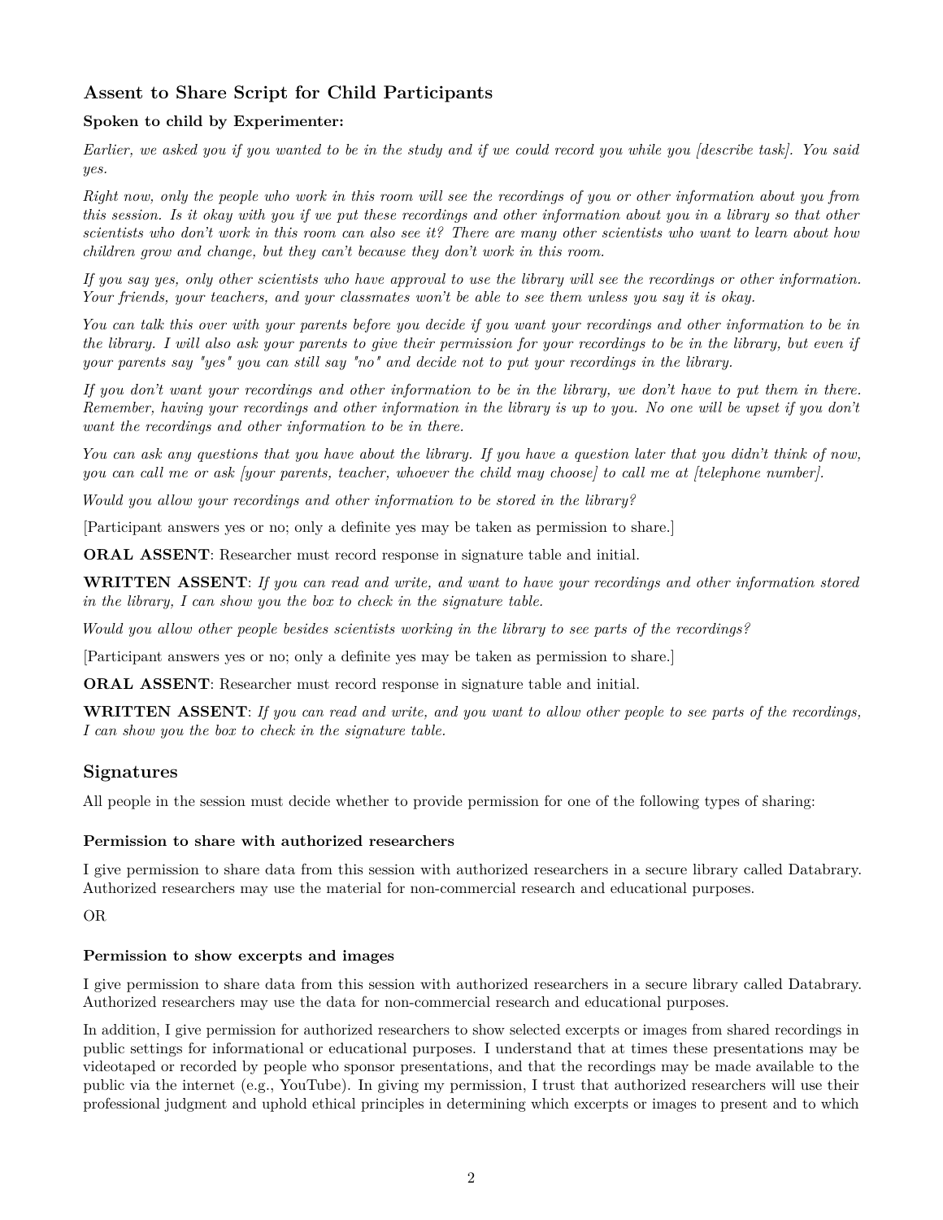## Assent to Share Script for Child Participants

**Spoken to child by Experimenter:**

*Earlier, we asked you if you wanted to be in the study and if we could record you while you [describe task]. You said yes.*

*Right now, only the people who work in this room will see the recordings of you or other information about you from this session. Is it okay with you if we put these recordings and other information about you in a library so that other scientists who don't work in this room can also see it? There are many other scientists who want to learn about how children grow and change, but they can't because they don't work in this room.*

*If you say yes, only other scientists who have approval to use the library will see the recordings or other information. Your friends, your teachers, and your classmates won't be able to see them unless you say it is okay.*

*You can talk this over with your parents before you decide if you want your recordings and other information to be in the library. I will also ask your parents to give their permission for your recordings to be in the library, but even if your parents say "yes" you can still say "no" and decide not to put your recordings in the library.*

*If you don't want your recordings and other information to be in the library, we don't have to put them in there. Remember, having your recordings and other information in the library is up to you. No one will be upset if you don't want the recordings and other information to be in there.*

*You can ask any questions that you have about the library. If you have a question later that you didn't think of now, you can call me or ask [your parents, teacher, whoever the child may choose] to call me at [telephone number].*

*Would you allow your recordings and other information to be stored in the library?*

[Participant answers yes or no; only a definite yes may be taken as permission to share.]

**ORAL ASSENT**: Researcher must record response in signature table and initial.

**WRITTEN ASSENT**: *If you can read and write, and want to have your recordings and other information stored in the library, I can show you the box to check in the signature table.*

*Would you allow other people besides scientists working in the library to see parts of the recordings?*

[Participant answers yes or no; only a definite yes may be taken as permission to share.]

**ORAL ASSENT**: Researcher must record response in signature table and initial.

**WRITTEN ASSENT**: *If you can read and write, and you want to allow other people to see parts of the recordings, I can show you the box to check in the signature table.*

## Signatures

All people in the session must decide whether to provide permission for one of the following types of sharing:

### Permission to share with authorized researchers

I give permission to share data from this session with authorized researchers in a secure library called Databrary. Authorized researchers may use the material for non-commercial research and educational purposes.

OR

### Permission to show excerpts and images

I give permission to share data from this session with authorized researchers in a secure library called Databrary. Authorized researchers may use the data for non-commercial research and educational purposes.

In addition, I give permission for authorized researchers to show selected excerpts or images from shared recordings in public settings for informational or educational purposes. I understand that at times these presentations may be videotaped or recorded by people who sponsor presentations, and that the recordings may be made available to the public via the internet (e.g., YouTube). In giving my permission, I trust that authorized researchers will use their professional judgment and uphold ethical principles in determining which excerpts or images to present and to which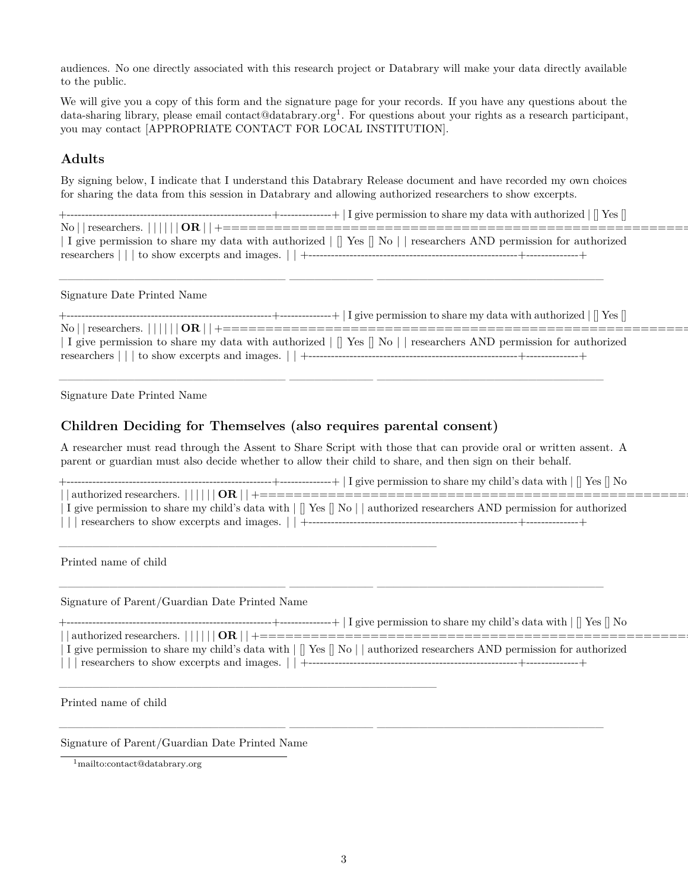audiences. No one directly associated with this research project or Databrary will make your data directly available to the public.

We will give you a copy of this form and the signature page for your records. If you have any questions about the data-sharing library, please email contact@databrary.org[1]. For questions about your rights as a research participant, you may contact [APPROPRIATE CONTACT FOR LOCAL INSTITUTION].

## Adults

By signing below, I indicate that I understand this Databrary Release document and have recorded my own choices for sharing the data from this session in Databrary and allowing authorized researchers to show excerpts.

| | |
|---|---|
| I give permission to share my data with authorized researchers. | [] Yes [] No |
| **OR** | |
| I give permission to share my data with authorized researchers AND permission for authorized researchers to show excerpts and images. | [] Yes [] No |

______________________ __________ ______________________

Signature Date Printed Name

| | |
|---|---|
| I give permission to share my data with authorized researchers. | [] Yes [] No |
| **OR** | |
| I give permission to share my data with authorized researchers AND permission for authorized researchers to show excerpts and images. | [] Yes [] No |

______________________ __________ ______________________

Signature Date Printed Name

## Children Deciding for Themselves (also requires parental consent)

A researcher must read through the Assent to Share Script with those that can provide oral or written assent. A parent or guardian must also decide whether to allow their child to share, and then sign on their behalf.

| | |
|---|---|
| I give permission to share my child's data with authorized researchers. | [] Yes [] No |
| **OR** | |
| I give permission to share my child's data with authorized researchers AND permission for authorized researchers to show excerpts and images. | [] Yes [] No |

______________________________________

Printed name of child

______________________ __________ ______________________

Signature of Parent/Guardian Date Printed Name

| | |
|---|---|
| I give permission to share my child's data with authorized researchers. | [] Yes [] No |
| **OR** | |
| I give permission to share my child's data with authorized researchers AND permission for authorized researchers to show excerpts and images. | [] Yes [] No |

______________________________________

Printed name of child

______________________ __________ ______________________

Signature of Parent/Guardian Date Printed Name

[1] mailto:contact@databrary.org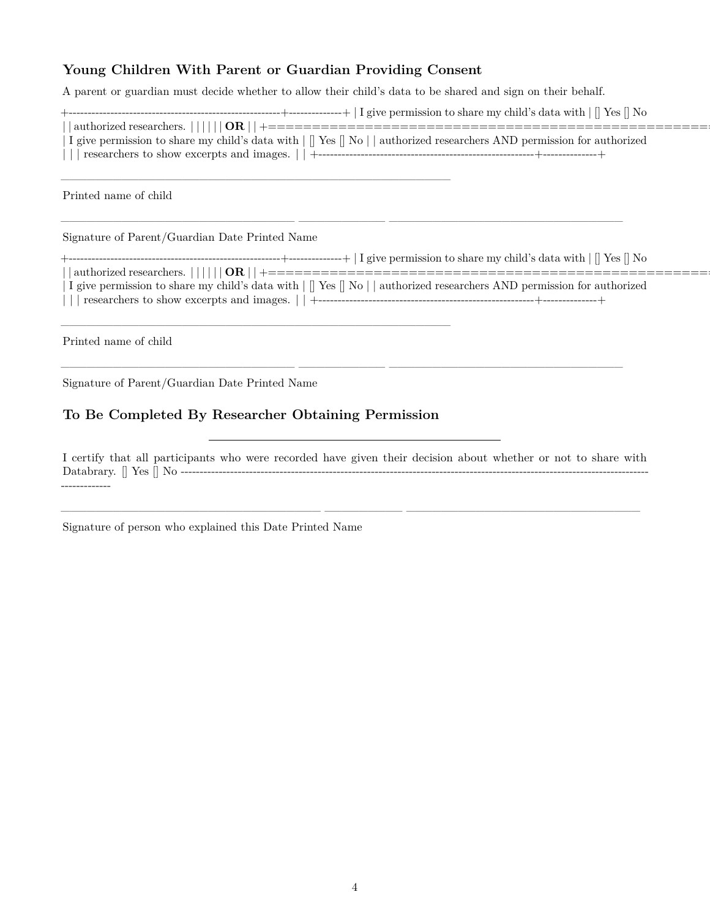## Young Children With Parent or Guardian Providing Consent

A parent or guardian must decide whether to allow their child's data to be shared and sign on their behalf.

| | |
|---|---|
| I give permission to share my child's data with authorized researchers. | [] Yes [] No |
| **OR** | |
| I give permission to share my child's data with authorized researchers AND permission for authorized researchers to show excerpts and images. | [] Yes [] No |

\_\_\_\_\_\_\_\_\_\_\_\_\_\_\_\_\_\_\_\_\_\_\_\_\_\_\_\_\_\_\_\_\_\_\_\_\_\_\_\_

Printed name of child

\_\_\_\_\_\_\_\_\_\_\_\_\_\_\_\_\_\_\_\_\_\_\_\_\_\_ \_\_\_\_\_\_\_\_\_\_ \_\_\_\_\_\_\_\_\_\_\_\_\_\_\_\_\_\_\_\_\_\_\_\_\_\_

Signature of Parent/Guardian Date Printed Name

| | |
|---|---|
| I give permission to share my child's data with authorized researchers. | [] Yes [] No |
| **OR** | |
| I give permission to share my child's data with authorized researchers AND permission for authorized researchers to show excerpts and images. | [] Yes [] No |

\_\_\_\_\_\_\_\_\_\_\_\_\_\_\_\_\_\_\_\_\_\_\_\_\_\_\_\_\_\_\_\_\_\_\_\_\_\_\_\_

Printed name of child

\_\_\_\_\_\_\_\_\_\_\_\_\_\_\_\_\_\_\_\_\_\_\_\_\_\_ \_\_\_\_\_\_\_\_\_\_ \_\_\_\_\_\_\_\_\_\_\_\_\_\_\_\_\_\_\_\_\_\_\_\_\_\_

Signature of Parent/Guardian Date Printed Name

## To Be Completed By Researcher Obtaining Permission

---

I certify that all participants who were recorded have given their decision about whether or not to share with Databrary. [] Yes [] No

---

\_\_\_\_\_\_\_\_\_\_\_\_\_\_\_\_\_\_\_\_\_\_\_\_\_\_\_\_ \_\_\_\_\_\_\_\_\_ \_\_\_\_\_\_\_\_\_\_\_\_\_\_\_\_\_\_\_\_\_\_\_\_\_\_

Signature of person who explained this Date Printed Name